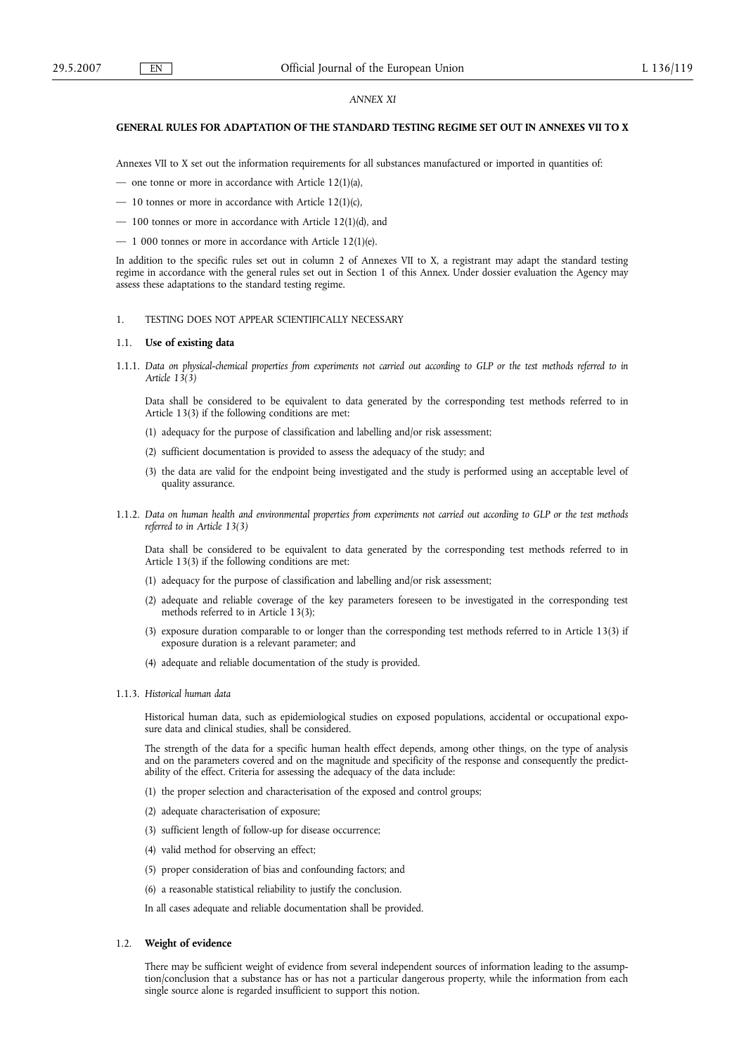*ANNEX XI*

## GENERAL RULES FOR ADAPTATION OF THE STANDARD TESTING REGIME SET OUT IN ANNEXES VII TO X

Annexes VII to X set out the information requirements for all substances manufactured or imported in quantities of:

— one tonne or more in accordance with Article 12(1)(a),

— 10 tonnes or more in accordance with Article 12(1)(c),

— 100 tonnes or more in accordance with Article 12(1)(d), and

— 1 000 tonnes or more in accordance with Article 12(1)(e).

In addition to the specific rules set out in column 2 of Annexes VII to X, a registrant may adapt the standard testing regime in accordance with the general rules set out in Section 1 of this Annex. Under dossier evaluation the Agency may assess these adaptations to the standard testing regime.

### 1. TESTING DOES NOT APPEAR SCIENTIFICALLY NECESSARY

#### 1.1. **Use of existing data**

1.1.1. *Data on physical-chemical properties from experiments not carried out according to GLP or the test methods referred to in Article 13(3)*

Data shall be considered to be equivalent to data generated by the corresponding test methods referred to in Article 13(3) if the following conditions are met:

(1) adequacy for the purpose of classification and labelling and/or risk assessment;

(2) sufficient documentation is provided to assess the adequacy of the study; and

(3) the data are valid for the endpoint being investigated and the study is performed using an acceptable level of quality assurance.

1.1.2. *Data on human health and environmental properties from experiments not carried out according to GLP or the test methods referred to in Article 13(3)*

Data shall be considered to be equivalent to data generated by the corresponding test methods referred to in Article 13(3) if the following conditions are met:

(1) adequacy for the purpose of classification and labelling and/or risk assessment;

(2) adequate and reliable coverage of the key parameters foreseen to be investigated in the corresponding test methods referred to in Article 13(3);

(3) exposure duration comparable to or longer than the corresponding test methods referred to in Article 13(3) if exposure duration is a relevant parameter; and

(4) adequate and reliable documentation of the study is provided.

1.1.3. *Historical human data*

Historical human data, such as epidemiological studies on exposed populations, accidental or occupational exposure data and clinical studies, shall be considered.

The strength of the data for a specific human health effect depends, among other things, on the type of analysis and on the parameters covered and on the magnitude and specificity of the response and consequently the predictability of the effect. Criteria for assessing the adequacy of the data include:

(1) the proper selection and characterisation of the exposed and control groups;

(2) adequate characterisation of exposure;

(3) sufficient length of follow-up for disease occurrence;

(4) valid method for observing an effect;

(5) proper consideration of bias and confounding factors; and

(6) a reasonable statistical reliability to justify the conclusion.

In all cases adequate and reliable documentation shall be provided.

#### 1.2. **Weight of evidence**

There may be sufficient weight of evidence from several independent sources of information leading to the assumption/conclusion that a substance has or has not a particular dangerous property, while the information from each single source alone is regarded insufficient to support this notion.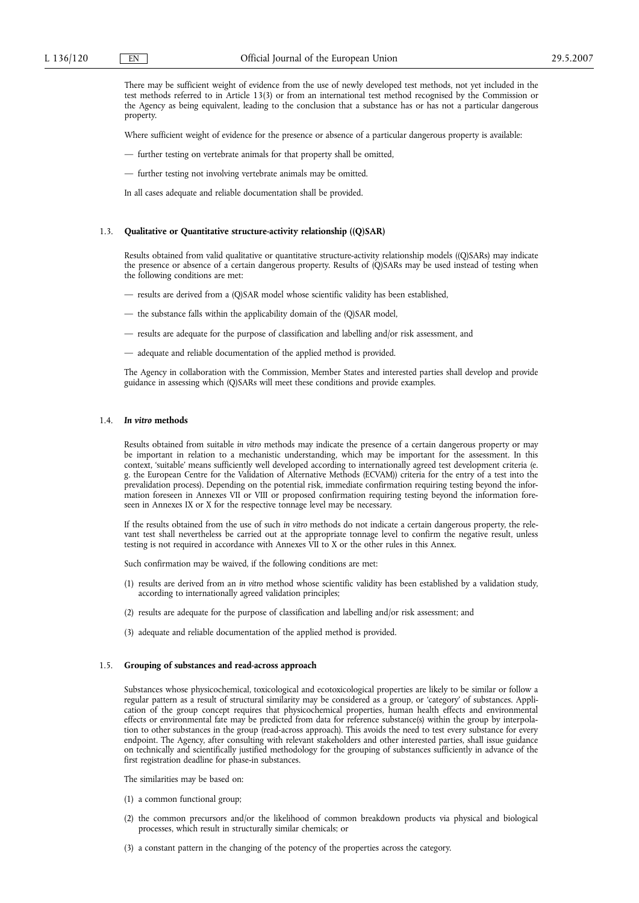There may be sufficient weight of evidence from the use of newly developed test methods, not yet included in the test methods referred to in Article 13(3) or from an international test method recognised by the Commission or the Agency as being equivalent, leading to the conclusion that a substance has or has not a particular dangerous property.

Where sufficient weight of evidence for the presence or absence of a particular dangerous property is available:

— further testing on vertebrate animals for that property shall be omitted,

— further testing not involving vertebrate animals may be omitted.

In all cases adequate and reliable documentation shall be provided.

### 1.3. Qualitative or Quantitative structure-activity relationship ((Q)SAR)

Results obtained from valid qualitative or quantitative structure-activity relationship models ((Q)SARs) may indicate the presence or absence of a certain dangerous property. Results of (Q)SARs may be used instead of testing when the following conditions are met:

— results are derived from a (Q)SAR model whose scientific validity has been established,

— the substance falls within the applicability domain of the (Q)SAR model,

— results are adequate for the purpose of classification and labelling and/or risk assessment, and

— adequate and reliable documentation of the applied method is provided.

The Agency in collaboration with the Commission, Member States and interested parties shall develop and provide guidance in assessing which (Q)SARs will meet these conditions and provide examples.

### 1.4. *In vitro* methods

Results obtained from suitable *in vitro* methods may indicate the presence of a certain dangerous property or may be important in relation to a mechanistic understanding, which may be important for the assessment. In this context, 'suitable' means sufficiently well developed according to internationally agreed test development criteria (e. g. the European Centre for the Validation of Alternative Methods (ECVAM)) criteria for the entry of a test into the prevalidation process). Depending on the potential risk, immediate confirmation requiring testing beyond the information foreseen in Annexes VII or VIII or proposed confirmation requiring testing beyond the information foreseen in Annexes IX or X for the respective tonnage level may be necessary.

If the results obtained from the use of such *in vitro* methods do not indicate a certain dangerous property, the relevant test shall nevertheless be carried out at the appropriate tonnage level to confirm the negative result, unless testing is not required in accordance with Annexes VII to X or the other rules in this Annex.

Such confirmation may be waived, if the following conditions are met:

(1) results are derived from an *in vitro* method whose scientific validity has been established by a validation study, according to internationally agreed validation principles;

(2) results are adequate for the purpose of classification and labelling and/or risk assessment; and

(3) adequate and reliable documentation of the applied method is provided.

### 1.5. Grouping of substances and read-across approach

Substances whose physicochemical, toxicological and ecotoxicological properties are likely to be similar or follow a regular pattern as a result of structural similarity may be considered as a group, or 'category' of substances. Application of the group concept requires that physicochemical properties, human health effects and environmental effects or environmental fate may be predicted from data for reference substance(s) within the group by interpolation to other substances in the group (read-across approach). This avoids the need to test every substance for every endpoint. The Agency, after consulting with relevant stakeholders and other interested parties, shall issue guidance on technically and scientifically justified methodology for the grouping of substances sufficiently in advance of the first registration deadline for phase-in substances.

The similarities may be based on:

(1) a common functional group;

(2) the common precursors and/or the likelihood of common breakdown products via physical and biological processes, which result in structurally similar chemicals; or

(3) a constant pattern in the changing of the potency of the properties across the category.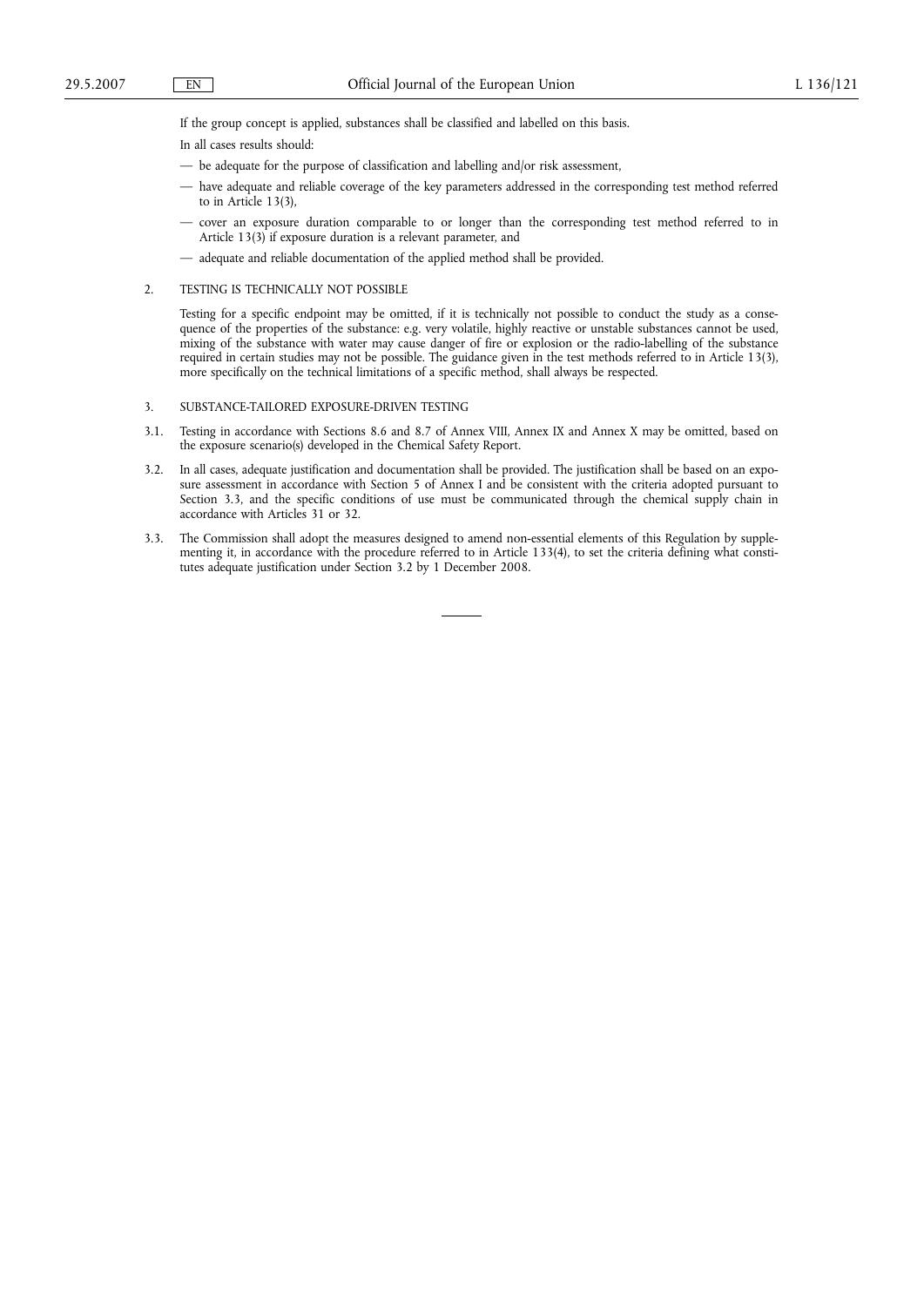If the group concept is applied, substances shall be classified and labelled on this basis.

In all cases results should:

- be adequate for the purpose of classification and labelling and/or risk assessment,
- have adequate and reliable coverage of the key parameters addressed in the corresponding test method referred to in Article 13(3),
- cover an exposure duration comparable to or longer than the corresponding test method referred to in Article 13(3) if exposure duration is a relevant parameter, and
- adequate and reliable documentation of the applied method shall be provided.

2. TESTING IS TECHNICALLY NOT POSSIBLE

Testing for a specific endpoint may be omitted, if it is technically not possible to conduct the study as a consequence of the properties of the substance: e.g. very volatile, highly reactive or unstable substances cannot be used, mixing of the substance with water may cause danger of fire or explosion or the radio-labelling of the substance required in certain studies may not be possible. The guidance given in the test methods referred to in Article 13(3), more specifically on the technical limitations of a specific method, shall always be respected.

3. SUBSTANCE-TAILORED EXPOSURE-DRIVEN TESTING

3.1. Testing in accordance with Sections 8.6 and 8.7 of Annex VIII, Annex IX and Annex X may be omitted, based on the exposure scenario(s) developed in the Chemical Safety Report.

3.2. In all cases, adequate justification and documentation shall be provided. The justification shall be based on an exposure assessment in accordance with Section 5 of Annex I and be consistent with the criteria adopted pursuant to Section 3.3, and the specific conditions of use must be communicated through the chemical supply chain in accordance with Articles 31 or 32.

3.3. The Commission shall adopt the measures designed to amend non-essential elements of this Regulation by supplementing it, in accordance with the procedure referred to in Article 133(4), to set the criteria defining what constitutes adequate justification under Section 3.2 by 1 December 2008.